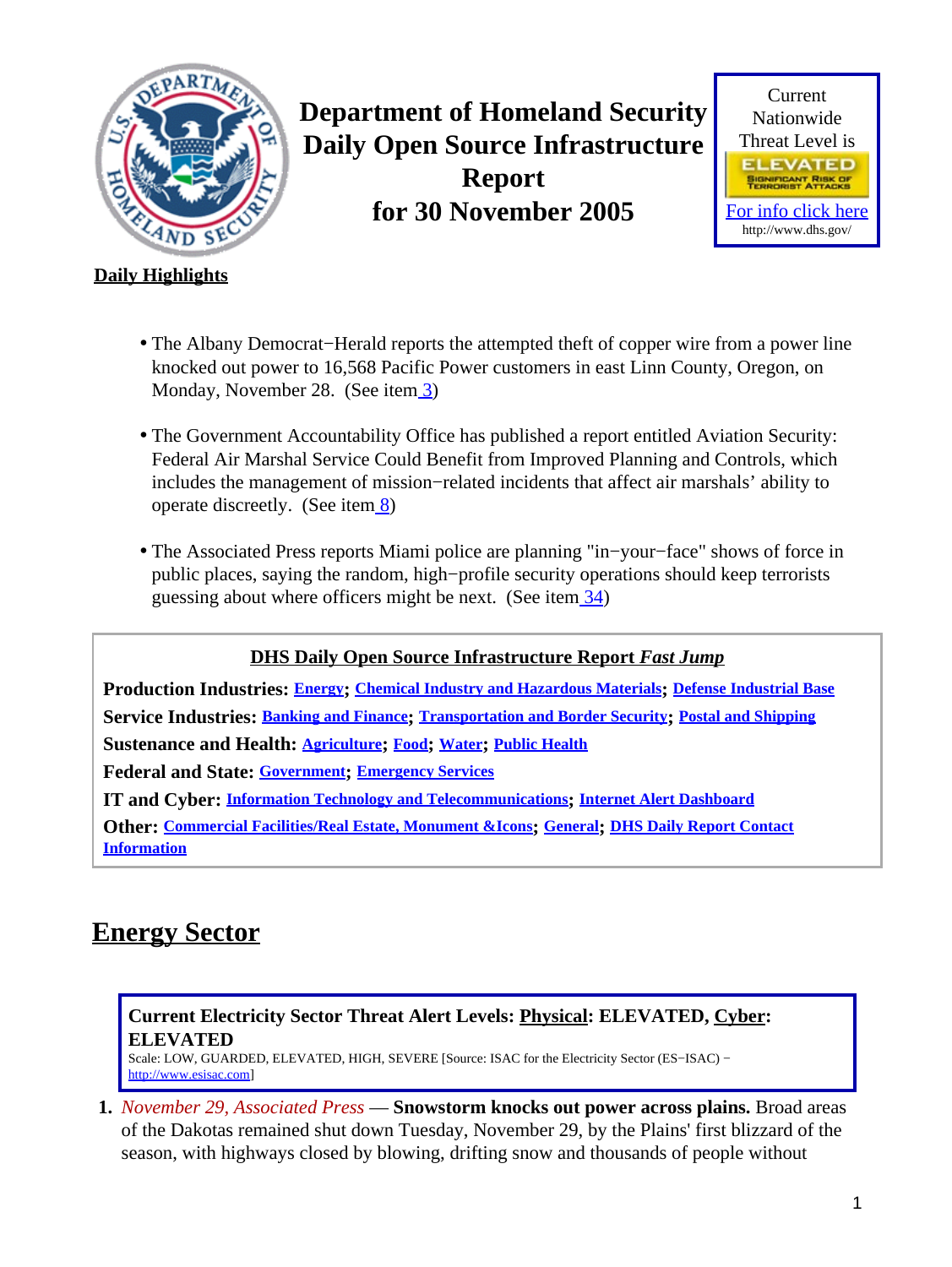# Department of Homeland Security Daily Open Source Infrastructure Report for 30 November 2005

Current Nationwide Threat Level is

ELEVATED
SIGNIFICANT RISK OF TERRORIST ATTACKS

[For info click here](http://www.dhs.gov/)
http://www.dhs.gov/

**Daily Highlights**

- The Albany Democrat−Herald reports the attempted theft of copper wire from a power line knocked out power to 16,568 Pacific Power customers in east Linn County, Oregon, on Monday, November 28. (See item 3)
- The Government Accountability Office has published a report entitled Aviation Security: Federal Air Marshal Service Could Benefit from Improved Planning and Controls, which includes the management of mission−related incidents that affect air marshals' ability to operate discreetly. (See item 8)
- The Associated Press reports Miami police are planning "in−your−face" shows of force in public places, saying the random, high−profile security operations should keep terrorists guessing about where officers might be next. (See item 34)

**DHS Daily Open Source Infrastructure Report *Fast Jump***

**Production Industries:** Energy; Chemical Industry and Hazardous Materials; Defense Industrial Base
**Service Industries:** Banking and Finance; Transportation and Border Security; Postal and Shipping
**Sustenance and Health:** Agriculture; Food; Water; Public Health
**Federal and State:** Government; Emergency Services
**IT and Cyber:** Information Technology and Telecommunications; Internet Alert Dashboard
**Other:** Commercial Facilities/Real Estate, Monument &Icons; General; DHS Daily Report Contact Information

## Energy Sector

**Current Electricity Sector Threat Alert Levels: Physical: ELEVATED, Cyber: ELEVATED**
Scale: LOW, GUARDED, ELEVATED, HIGH, SEVERE [Source: ISAC for the Electricity Sector (ES−ISAC) − http://www.esisac.com]

1. *November 29, Associated Press* — **Snowstorm knocks out power across plains.** Broad areas of the Dakotas remained shut down Tuesday, November 29, by the Plains' first blizzard of the season, with highways closed by blowing, drifting snow and thousands of people without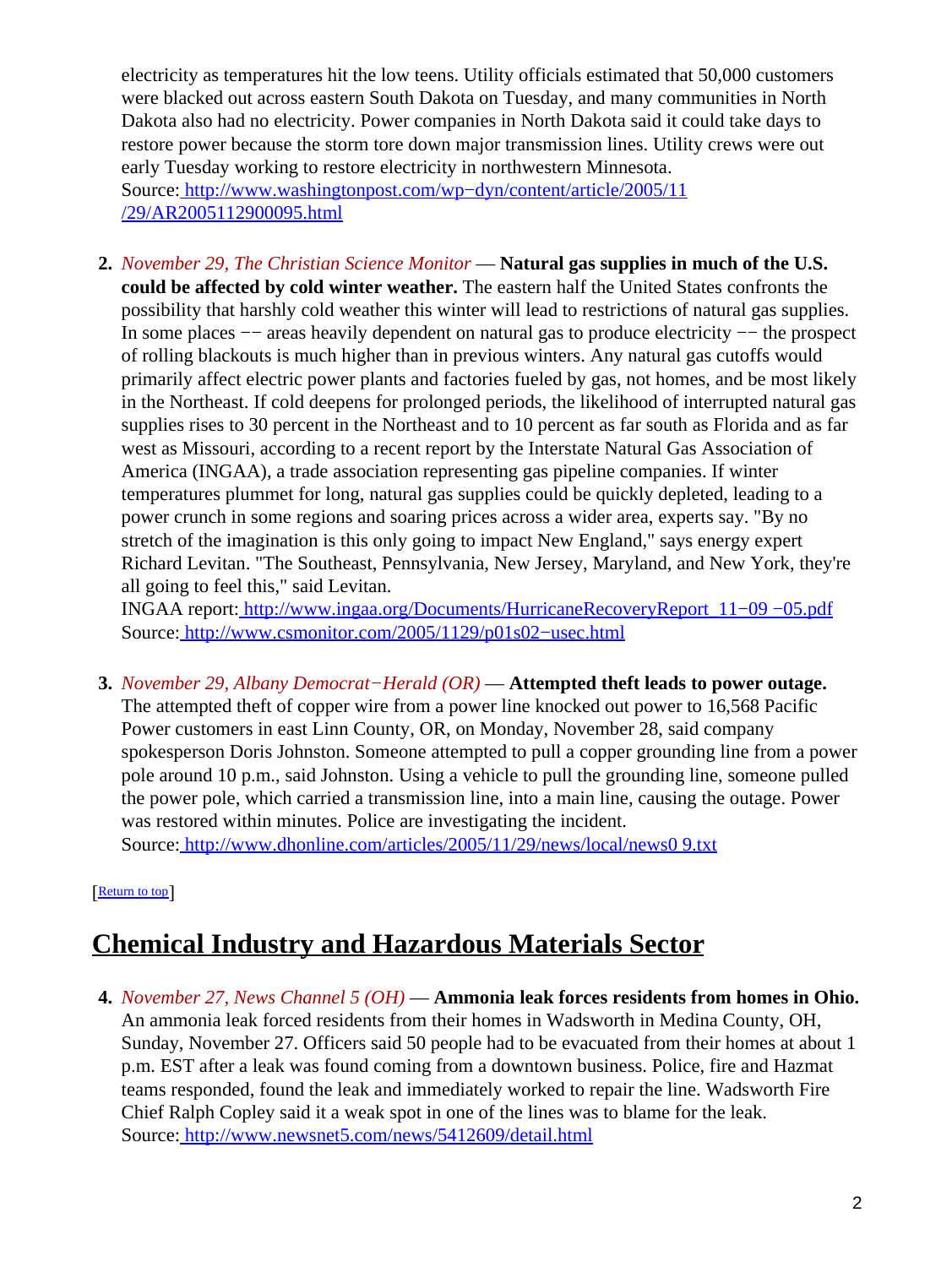electricity as temperatures hit the low teens. Utility officials estimated that 50,000 customers were blacked out across eastern South Dakota on Tuesday, and many communities in North Dakota also had no electricity. Power companies in North Dakota said it could take days to restore power because the storm tore down major transmission lines. Utility crews were out early Tuesday working to restore electricity in northwestern Minnesota.
Source: http://www.washingtonpost.com/wp−dyn/content/article/2005/11/29/AR2005112900095.html

2. *November 29, The Christian Science Monitor* — **Natural gas supplies in much of the U.S. could be affected by cold winter weather.** The eastern half the United States confronts the possibility that harshly cold weather this winter will lead to restrictions of natural gas supplies. In some places −− areas heavily dependent on natural gas to produce electricity −− the prospect of rolling blackouts is much higher than in previous winters. Any natural gas cutoffs would primarily affect electric power plants and factories fueled by gas, not homes, and be most likely in the Northeast. If cold deepens for prolonged periods, the likelihood of interrupted natural gas supplies rises to 30 percent in the Northeast and to 10 percent as far south as Florida and as far west as Missouri, according to a recent report by the Interstate Natural Gas Association of America (INGAA), a trade association representing gas pipeline companies. If winter temperatures plummet for long, natural gas supplies could be quickly depleted, leading to a power crunch in some regions and soaring prices across a wider area, experts say. "By no stretch of the imagination is this only going to impact New England," says energy expert Richard Levitan. "The Southeast, Pennsylvania, New Jersey, Maryland, and New York, they're all going to feel this," said Levitan.
INGAA report: http://www.ingaa.org/Documents/HurricaneRecoveryReport_11−09−05.pdf
Source: http://www.csmonitor.com/2005/1129/p01s02−usec.html

3. *November 29, Albany Democrat−Herald (OR)* — **Attempted theft leads to power outage.** The attempted theft of copper wire from a power line knocked out power to 16,568 Pacific Power customers in east Linn County, OR, on Monday, November 28, said company spokesperson Doris Johnston. Someone attempted to pull a copper grounding line from a power pole around 10 p.m., said Johnston. Using a vehicle to pull the grounding line, someone pulled the power pole, which carried a transmission line, into a main line, causing the outage. Power was restored within minutes. Police are investigating the incident.
Source: http://www.dhonline.com/articles/2005/11/29/news/local/news09.txt

[Return to top]

## Chemical Industry and Hazardous Materials Sector

4. *November 27, News Channel 5 (OH)* — **Ammonia leak forces residents from homes in Ohio.** An ammonia leak forced residents from their homes in Wadsworth in Medina County, OH, Sunday, November 27. Officers said 50 people had to be evacuated from their homes at about 1 p.m. EST after a leak was found coming from a downtown business. Police, fire and Hazmat teams responded, found the leak and immediately worked to repair the line. Wadsworth Fire Chief Ralph Copley said it a weak spot in one of the lines was to blame for the leak.
Source: http://www.newsnet5.com/news/5412609/detail.html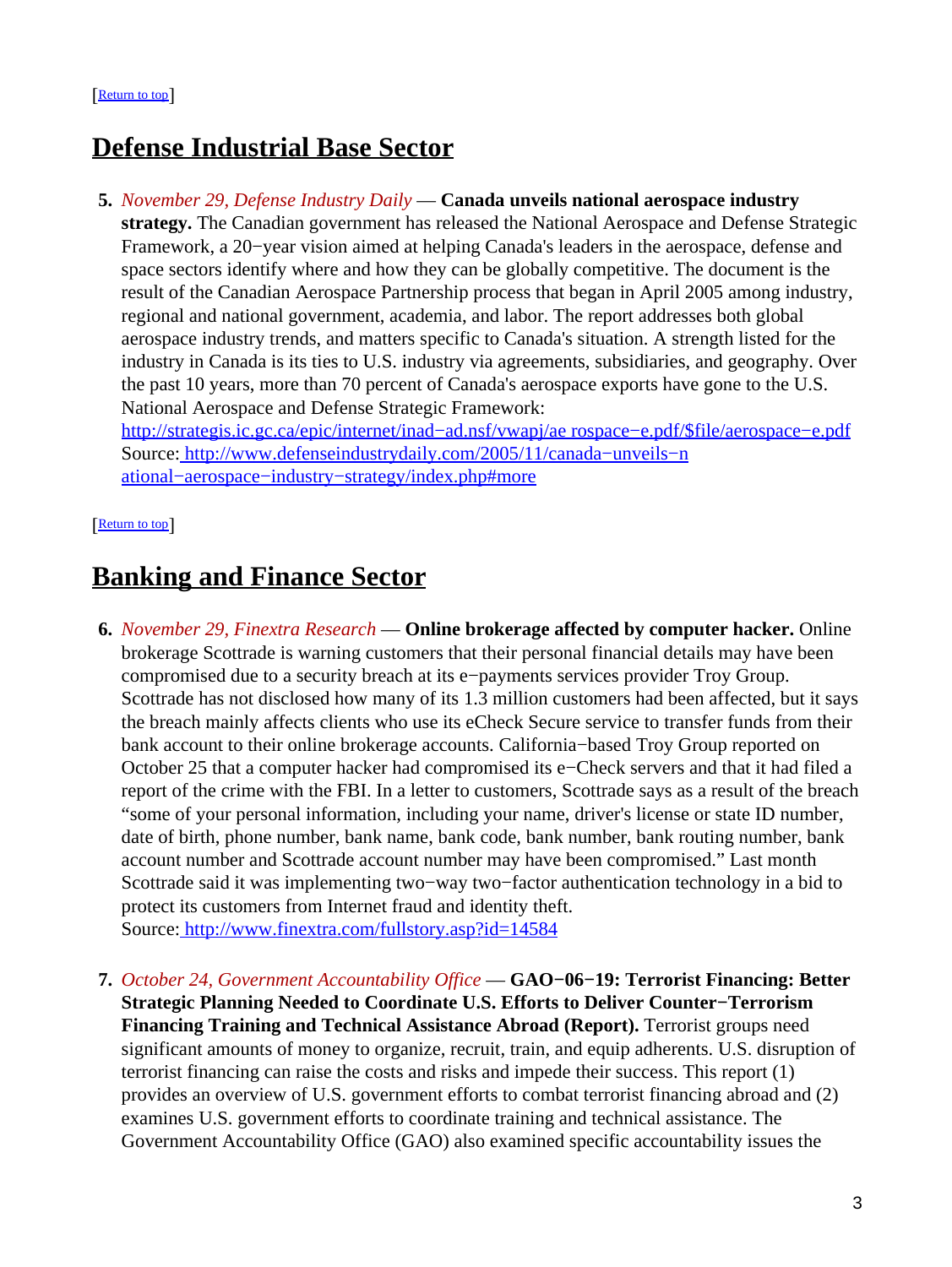[[Return to top](#top)]

## Defense Industrial Base Sector

5. *November 29, Defense Industry Daily* — **Canada unveils national aerospace industry strategy.** The Canadian government has released the National Aerospace and Defense Strategic Framework, a 20−year vision aimed at helping Canada's leaders in the aerospace, defense and space sectors identify where and how they can be globally competitive. The document is the result of the Canadian Aerospace Partnership process that began in April 2005 among industry, regional and national government, academia, and labor. The report addresses both global aerospace industry trends, and matters specific to Canada's situation. A strength listed for the industry in Canada is its ties to U.S. industry via agreements, subsidiaries, and geography. Over the past 10 years, more than 70 percent of Canada's aerospace exports have gone to the U.S. National Aerospace and Defense Strategic Framework: [http://strategis.ic.gc.ca/epic/internet/inad−ad.nsf/vwapj/ae rospace−e.pdf/$file/aerospace−e.pdf](http://strategis.ic.gc.ca/epic/internet/inad-ad.nsf/vwapj/aerospace-e.pdf/$file/aerospace-e.pdf)
   Source: [http://www.defenseindustrydaily.com/2005/11/canada−unveils−n ational−aerospace−industry−strategy/index.php#more](http://www.defenseindustrydaily.com/2005/11/canada-unveils-national-aerospace-industry-strategy/index.php#more)

[[Return to top](#top)]

## Banking and Finance Sector

6. *November 29, Finextra Research* — **Online brokerage affected by computer hacker.** Online brokerage Scottrade is warning customers that their personal financial details may have been compromised due to a security breach at its e−payments services provider Troy Group. Scottrade has not disclosed how many of its 1.3 million customers had been affected, but it says the breach mainly affects clients who use its eCheck Secure service to transfer funds from their bank account to their online brokerage accounts. California−based Troy Group reported on October 25 that a computer hacker had compromised its e−Check servers and that it had filed a report of the crime with the FBI. In a letter to customers, Scottrade says as a result of the breach "some of your personal information, including your name, driver's license or state ID number, date of birth, phone number, bank name, bank code, bank number, bank routing number, bank account number and Scottrade account number may have been compromised." Last month Scottrade said it was implementing two−way two−factor authentication technology in a bid to protect its customers from Internet fraud and identity theft.
   Source: [http://www.finextra.com/fullstory.asp?id=14584](http://www.finextra.com/fullstory.asp?id=14584)

7. *October 24, Government Accountability Office* — **GAO−06−19: Terrorist Financing: Better Strategic Planning Needed to Coordinate U.S. Efforts to Deliver Counter−Terrorism Financing Training and Technical Assistance Abroad (Report).** Terrorist groups need significant amounts of money to organize, recruit, train, and equip adherents. U.S. disruption of terrorist financing can raise the costs and risks and impede their success. This report (1) provides an overview of U.S. government efforts to combat terrorist financing abroad and (2) examines U.S. government efforts to coordinate training and technical assistance. The Government Accountability Office (GAO) also examined specific accountability issues the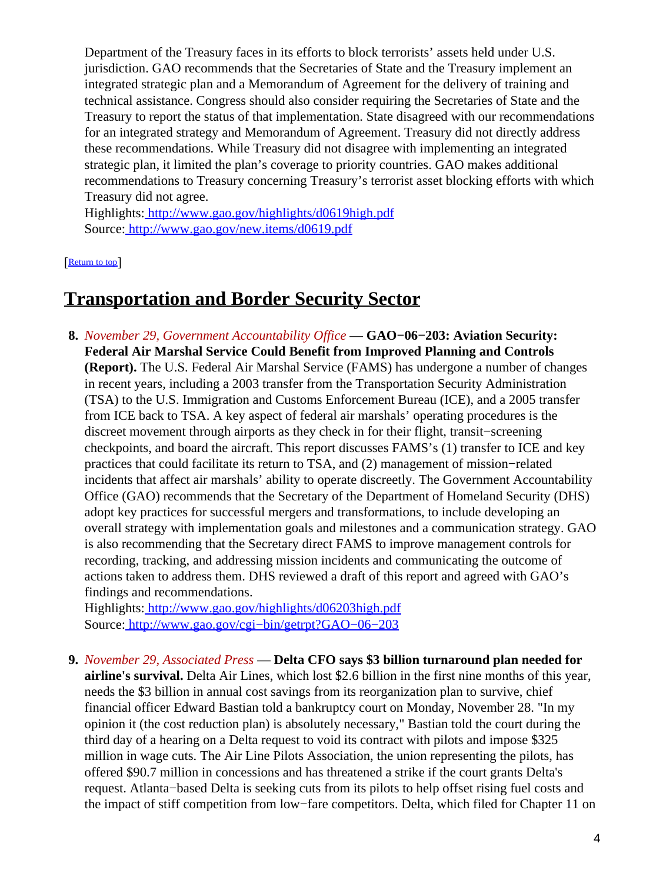Department of the Treasury faces in its efforts to block terrorists' assets held under U.S. jurisdiction. GAO recommends that the Secretaries of State and the Treasury implement an integrated strategic plan and a Memorandum of Agreement for the delivery of training and technical assistance. Congress should also consider requiring the Secretaries of State and the Treasury to report the status of that implementation. State disagreed with our recommendations for an integrated strategy and Memorandum of Agreement. Treasury did not directly address these recommendations. While Treasury did not disagree with implementing an integrated strategic plan, it limited the plan's coverage to priority countries. GAO makes additional recommendations to Treasury concerning Treasury's terrorist asset blocking efforts with which Treasury did not agree.
Highlights: http://www.gao.gov/highlights/d0619high.pdf
Source: http://www.gao.gov/new.items/d0619.pdf

[Return to top]

## Transportation and Border Security Sector

8. *November 29, Government Accountability Office* — **GAO−06−203: Aviation Security: Federal Air Marshal Service Could Benefit from Improved Planning and Controls (Report).** The U.S. Federal Air Marshal Service (FAMS) has undergone a number of changes in recent years, including a 2003 transfer from the Transportation Security Administration (TSA) to the U.S. Immigration and Customs Enforcement Bureau (ICE), and a 2005 transfer from ICE back to TSA. A key aspect of federal air marshals' operating procedures is the discreet movement through airports as they check in for their flight, transit−screening checkpoints, and board the aircraft. This report discusses FAMS's (1) transfer to ICE and key practices that could facilitate its return to TSA, and (2) management of mission−related incidents that affect air marshals' ability to operate discreetly. The Government Accountability Office (GAO) recommends that the Secretary of the Department of Homeland Security (DHS) adopt key practices for successful mergers and transformations, to include developing an overall strategy with implementation goals and milestones and a communication strategy. GAO is also recommending that the Secretary direct FAMS to improve management controls for recording, tracking, and addressing mission incidents and communicating the outcome of actions taken to address them. DHS reviewed a draft of this report and agreed with GAO's findings and recommendations.
Highlights: http://www.gao.gov/highlights/d06203high.pdf
Source: http://www.gao.gov/cgi−bin/getrpt?GAO−06−203

9. *November 29, Associated Press* — **Delta CFO says $3 billion turnaround plan needed for airline's survival.** Delta Air Lines, which lost $2.6 billion in the first nine months of this year, needs the $3 billion in annual cost savings from its reorganization plan to survive, chief financial officer Edward Bastian told a bankruptcy court on Monday, November 28. "In my opinion it (the cost reduction plan) is absolutely necessary," Bastian told the court during the third day of a hearing on a Delta request to void its contract with pilots and impose $325 million in wage cuts. The Air Line Pilots Association, the union representing the pilots, has offered $90.7 million in concessions and has threatened a strike if the court grants Delta's request. Atlanta−based Delta is seeking cuts from its pilots to help offset rising fuel costs and the impact of stiff competition from low−fare competitors. Delta, which filed for Chapter 11 on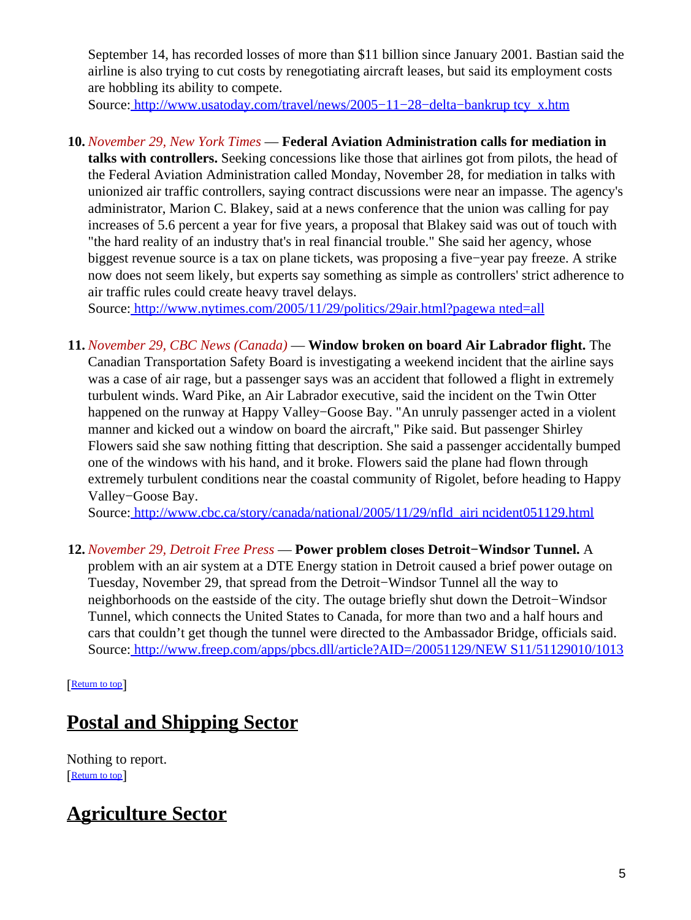September 14, has recorded losses of more than $11 billion since January 2001. Bastian said the airline is also trying to cut costs by renegotiating aircraft leases, but said its employment costs are hobbling its ability to compete.
Source: http://www.usatoday.com/travel/news/2005−11−28−delta−bankrup tcy_x.htm

10. *November 29, New York Times* — **Federal Aviation Administration calls for mediation in talks with controllers.** Seeking concessions like those that airlines got from pilots, the head of the Federal Aviation Administration called Monday, November 28, for mediation in talks with unionized air traffic controllers, saying contract discussions were near an impasse. The agency's administrator, Marion C. Blakey, said at a news conference that the union was calling for pay increases of 5.6 percent a year for five years, a proposal that Blakey said was out of touch with "the hard reality of an industry that's in real financial trouble." She said her agency, whose biggest revenue source is a tax on plane tickets, was proposing a five−year pay freeze. A strike now does not seem likely, but experts say something as simple as controllers' strict adherence to air traffic rules could create heavy travel delays.
Source: http://www.nytimes.com/2005/11/29/politics/29air.html?pagewa nted=all

11. *November 29, CBC News (Canada)* — **Window broken on board Air Labrador flight.** The Canadian Transportation Safety Board is investigating a weekend incident that the airline says was a case of air rage, but a passenger says was an accident that followed a flight in extremely turbulent winds. Ward Pike, an Air Labrador executive, said the incident on the Twin Otter happened on the runway at Happy Valley−Goose Bay. "An unruly passenger acted in a violent manner and kicked out a window on board the aircraft," Pike said. But passenger Shirley Flowers said she saw nothing fitting that description. She said a passenger accidentally bumped one of the windows with his hand, and it broke. Flowers said the plane had flown through extremely turbulent conditions near the coastal community of Rigolet, before heading to Happy Valley−Goose Bay.
Source: http://www.cbc.ca/story/canada/national/2005/11/29/nfld_airi ncident051129.html

12. *November 29, Detroit Free Press* — **Power problem closes Detroit−Windsor Tunnel.** A problem with an air system at a DTE Energy station in Detroit caused a brief power outage on Tuesday, November 29, that spread from the Detroit−Windsor Tunnel all the way to neighborhoods on the eastside of the city. The outage briefly shut down the Detroit−Windsor Tunnel, which connects the United States to Canada, for more than two and a half hours and cars that couldn't get though the tunnel were directed to the Ambassador Bridge, officials said.
Source: http://www.freep.com/apps/pbcs.dll/article?AID=/20051129/NEW S11/51129010/1013

[Return to top]

## Postal and Shipping Sector

Nothing to report.
[Return to top]

## Agriculture Sector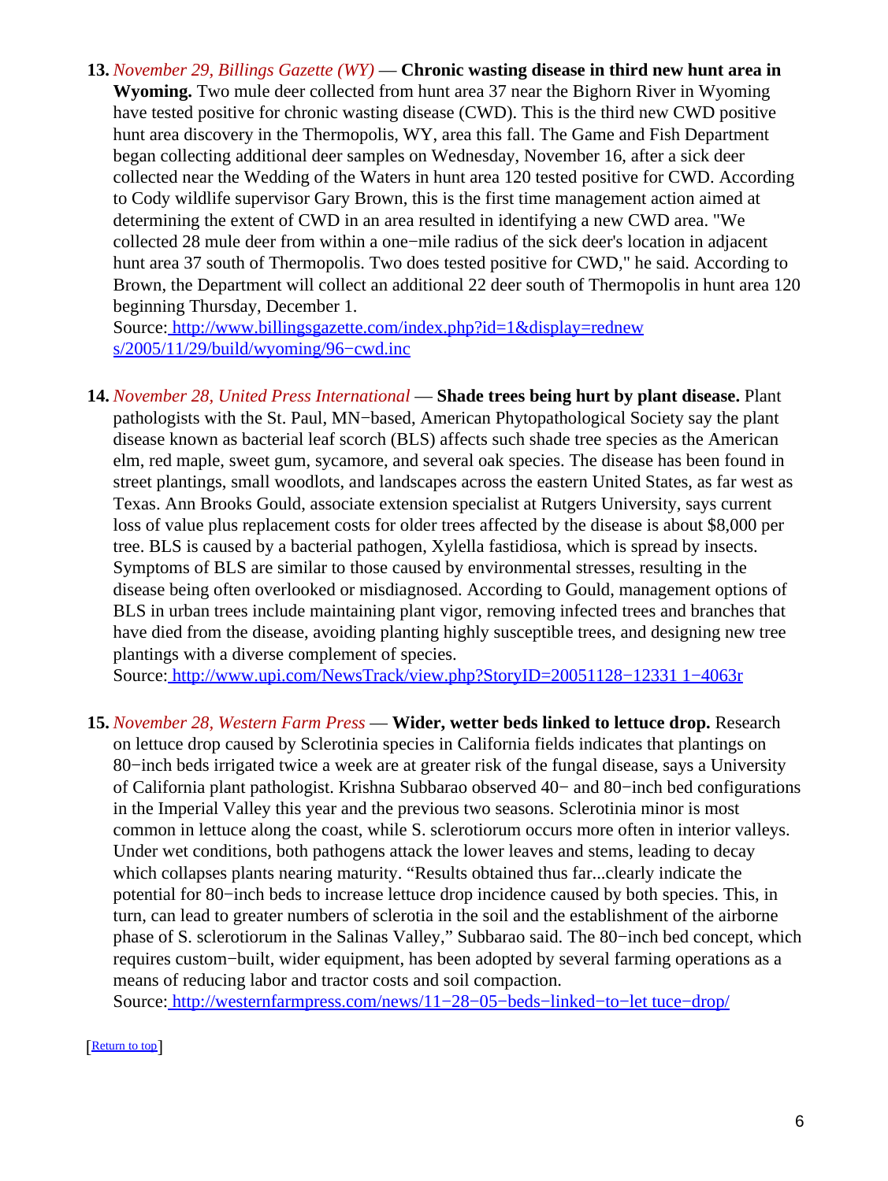13. *November 29, Billings Gazette (WY)* — **Chronic wasting disease in third new hunt area in Wyoming.** Two mule deer collected from hunt area 37 near the Bighorn River in Wyoming have tested positive for chronic wasting disease (CWD). This is the third new CWD positive hunt area discovery in the Thermopolis, WY, area this fall. The Game and Fish Department began collecting additional deer samples on Wednesday, November 16, after a sick deer collected near the Wedding of the Waters in hunt area 120 tested positive for CWD. According to Cody wildlife supervisor Gary Brown, this is the first time management action aimed at determining the extent of CWD in an area resulted in identifying a new CWD area. "We collected 28 mule deer from within a one−mile radius of the sick deer's location in adjacent hunt area 37 south of Thermopolis. Two does tested positive for CWD," he said. According to Brown, the Department will collect an additional 22 deer south of Thermopolis in hunt area 120 beginning Thursday, December 1.
Source: [http://www.billingsgazette.com/index.php?id=1&display=rednews/2005/11/29/build/wyoming/96−cwd.inc](http://www.billingsgazette.com/index.php?id=1&display=rednews/2005/11/29/build/wyoming/96−cwd.inc)

14. *November 28, United Press International* — **Shade trees being hurt by plant disease.** Plant pathologists with the St. Paul, MN−based, American Phytopathological Society say the plant disease known as bacterial leaf scorch (BLS) affects such shade tree species as the American elm, red maple, sweet gum, sycamore, and several oak species. The disease has been found in street plantings, small woodlots, and landscapes across the eastern United States, as far west as Texas. Ann Brooks Gould, associate extension specialist at Rutgers University, says current loss of value plus replacement costs for older trees affected by the disease is about $8,000 per tree. BLS is caused by a bacterial pathogen, Xylella fastidiosa, which is spread by insects. Symptoms of BLS are similar to those caused by environmental stresses, resulting in the disease being often overlooked or misdiagnosed. According to Gould, management options of BLS in urban trees include maintaining plant vigor, removing infected trees and branches that have died from the disease, avoiding planting highly susceptible trees, and designing new tree plantings with a diverse complement of species.
Source: [http://www.upi.com/NewsTrack/view.php?StoryID=20051128−123311−4063r](http://www.upi.com/NewsTrack/view.php?StoryID=20051128−123311−4063r)

15. *November 28, Western Farm Press* — **Wider, wetter beds linked to lettuce drop.** Research on lettuce drop caused by Sclerotinia species in California fields indicates that plantings on 80−inch beds irrigated twice a week are at greater risk of the fungal disease, says a University of California plant pathologist. Krishna Subbarao observed 40− and 80−inch bed configurations in the Imperial Valley this year and the previous two seasons. Sclerotinia minor is most common in lettuce along the coast, while S. sclerotiorum occurs more often in interior valleys. Under wet conditions, both pathogens attack the lower leaves and stems, leading to decay which collapses plants nearing maturity. "Results obtained thus far...clearly indicate the potential for 80−inch beds to increase lettuce drop incidence caused by both species. This, in turn, can lead to greater numbers of sclerotia in the soil and the establishment of the airborne phase of S. sclerotiorum in the Salinas Valley," Subbarao said. The 80−inch bed concept, which requires custom−built, wider equipment, has been adopted by several farming operations as a means of reducing labor and tractor costs and soil compaction.
Source: [http://westernfarmpress.com/news/11−28−05−beds−linked−to−lettuce−drop/](http://westernfarmpress.com/news/11−28−05−beds−linked−to−lettuce−drop/)

[Return to top]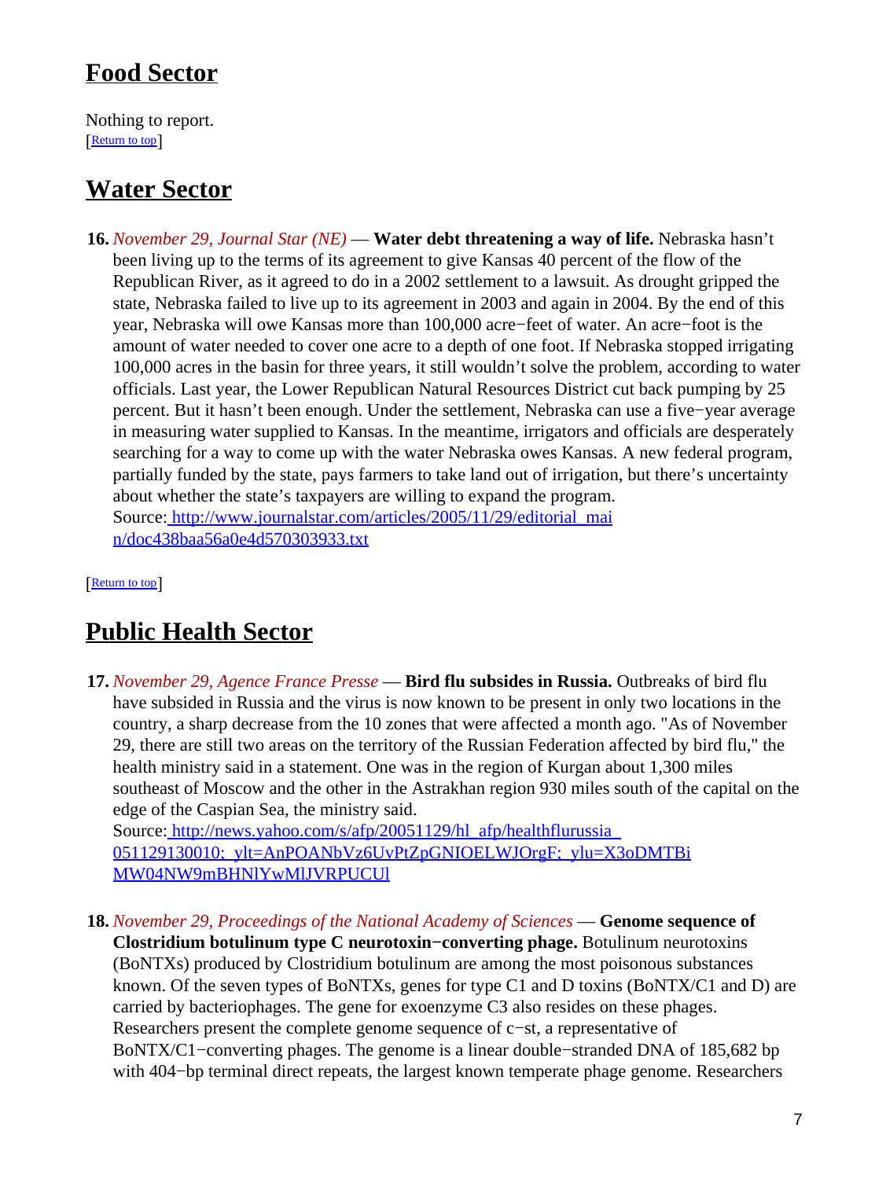## Food Sector

Nothing to report.
[Return to top]

## Water Sector

**16.** *November 29, Journal Star (NE)* — **Water debt threatening a way of life.** Nebraska hasn't been living up to the terms of its agreement to give Kansas 40 percent of the flow of the Republican River, as it agreed to do in a 2002 settlement to a lawsuit. As drought gripped the state, Nebraska failed to live up to its agreement in 2003 and again in 2004. By the end of this year, Nebraska will owe Kansas more than 100,000 acre−feet of water. An acre−foot is the amount of water needed to cover one acre to a depth of one foot. If Nebraska stopped irrigating 100,000 acres in the basin for three years, it still wouldn't solve the problem, according to water officials. Last year, the Lower Republican Natural Resources District cut back pumping by 25 percent. But it hasn't been enough. Under the settlement, Nebraska can use a five−year average in measuring water supplied to Kansas. In the meantime, irrigators and officials are desperately searching for a way to come up with the water Nebraska owes Kansas. A new federal program, partially funded by the state, pays farmers to take land out of irrigation, but there's uncertainty about whether the state's taxpayers are willing to expand the program.
Source: http://www.journalstar.com/articles/2005/11/29/editorial_main/doc438baa56a0e4d570303933.txt

[Return to top]

## Public Health Sector

**17.** *November 29, Agence France Presse* — **Bird flu subsides in Russia.** Outbreaks of bird flu have subsided in Russia and the virus is now known to be present in only two locations in the country, a sharp decrease from the 10 zones that were affected a month ago. "As of November 29, there are still two areas on the territory of the Russian Federation affected by bird flu," the health ministry said in a statement. One was in the region of Kurgan about 1,300 miles southeast of Moscow and the other in the Astrakhan region 930 miles south of the capital on the edge of the Caspian Sea, the ministry said.
Source: http://news.yahoo.com/s/afp/20051129/hl_afp/healthflurussia_051129130010;_ylt=AnPOANbVz6UvPtZpGNIOELWJOrgF;_ylu=X3oDMTBiMW04NW9mBHNlYwMlJVRPUCUl

**18.** *November 29, Proceedings of the National Academy of Sciences* — **Genome sequence of Clostridium botulinum type C neurotoxin−converting phage.** Botulinum neurotoxins (BoNTXs) produced by Clostridium botulinum are among the most poisonous substances known. Of the seven types of BoNTXs, genes for type C1 and D toxins (BoNTX/C1 and D) are carried by bacteriophages. The gene for exoenzyme C3 also resides on these phages. Researchers present the complete genome sequence of c−st, a representative of BoNTX/C1−converting phages. The genome is a linear double−stranded DNA of 185,682 bp with 404−bp terminal direct repeats, the largest known temperate phage genome. Researchers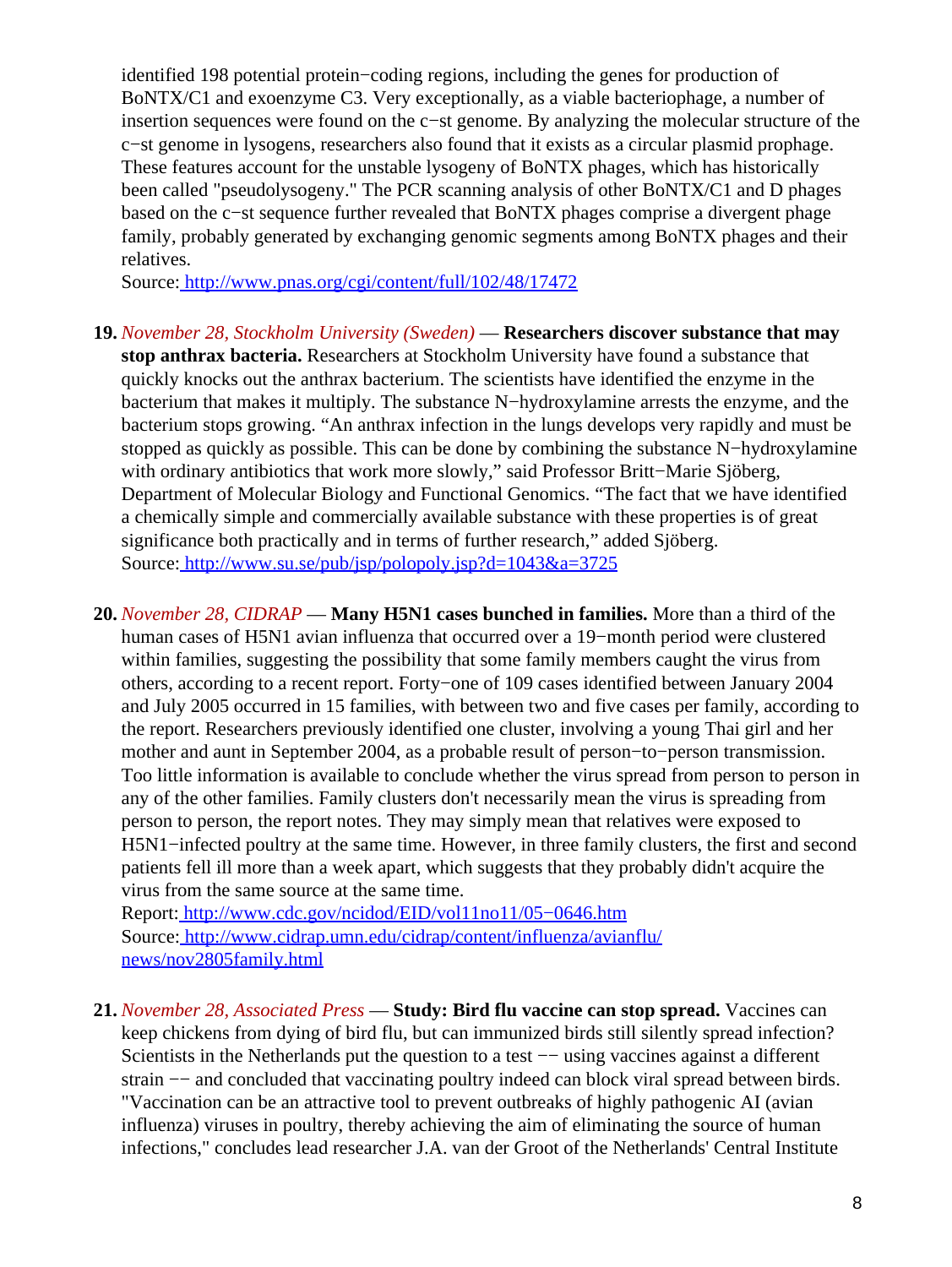identified 198 potential protein−coding regions, including the genes for production of BoNTX/C1 and exoenzyme C3. Very exceptionally, as a viable bacteriophage, a number of insertion sequences were found on the c−st genome. By analyzing the molecular structure of the c−st genome in lysogens, researchers also found that it exists as a circular plasmid prophage. These features account for the unstable lysogeny of BoNTX phages, which has historically been called "pseudolysogeny." The PCR scanning analysis of other BoNTX/C1 and D phages based on the c−st sequence further revealed that BoNTX phages comprise a divergent phage family, probably generated by exchanging genomic segments among BoNTX phages and their relatives.
Source: http://www.pnas.org/cgi/content/full/102/48/17472

19. *November 28, Stockholm University (Sweden)* — **Researchers discover substance that may stop anthrax bacteria.** Researchers at Stockholm University have found a substance that quickly knocks out the anthrax bacterium. The scientists have identified the enzyme in the bacterium that makes it multiply. The substance N−hydroxylamine arrests the enzyme, and the bacterium stops growing. "An anthrax infection in the lungs develops very rapidly and must be stopped as quickly as possible. This can be done by combining the substance N−hydroxylamine with ordinary antibiotics that work more slowly," said Professor Britt−Marie Sjöberg, Department of Molecular Biology and Functional Genomics. "The fact that we have identified a chemically simple and commercially available substance with these properties is of great significance both practically and in terms of further research," added Sjöberg.
Source: http://www.su.se/pub/jsp/polopoly.jsp?d=1043&a=3725

20. *November 28, CIDRAP* — **Many H5N1 cases bunched in families.** More than a third of the human cases of H5N1 avian influenza that occurred over a 19−month period were clustered within families, suggesting the possibility that some family members caught the virus from others, according to a recent report. Forty−one of 109 cases identified between January 2004 and July 2005 occurred in 15 families, with between two and five cases per family, according to the report. Researchers previously identified one cluster, involving a young Thai girl and her mother and aunt in September 2004, as a probable result of person−to−person transmission. Too little information is available to conclude whether the virus spread from person to person in any of the other families. Family clusters don't necessarily mean the virus is spreading from person to person, the report notes. They may simply mean that relatives were exposed to H5N1−infected poultry at the same time. However, in three family clusters, the first and second patients fell ill more than a week apart, which suggests that they probably didn't acquire the virus from the same source at the same time.
Report: http://www.cdc.gov/ncidod/EID/vol11no11/05−0646.htm
Source: http://www.cidrap.umn.edu/cidrap/content/influenza/avianflu/news/nov2805family.html

21. *November 28, Associated Press* — **Study: Bird flu vaccine can stop spread.** Vaccines can keep chickens from dying of bird flu, but can immunized birds still silently spread infection? Scientists in the Netherlands put the question to a test −− using vaccines against a different strain −− and concluded that vaccinating poultry indeed can block viral spread between birds. "Vaccination can be an attractive tool to prevent outbreaks of highly pathogenic AI (avian influenza) viruses in poultry, thereby achieving the aim of eliminating the source of human infections," concludes lead researcher J.A. van der Groot of the Netherlands' Central Institute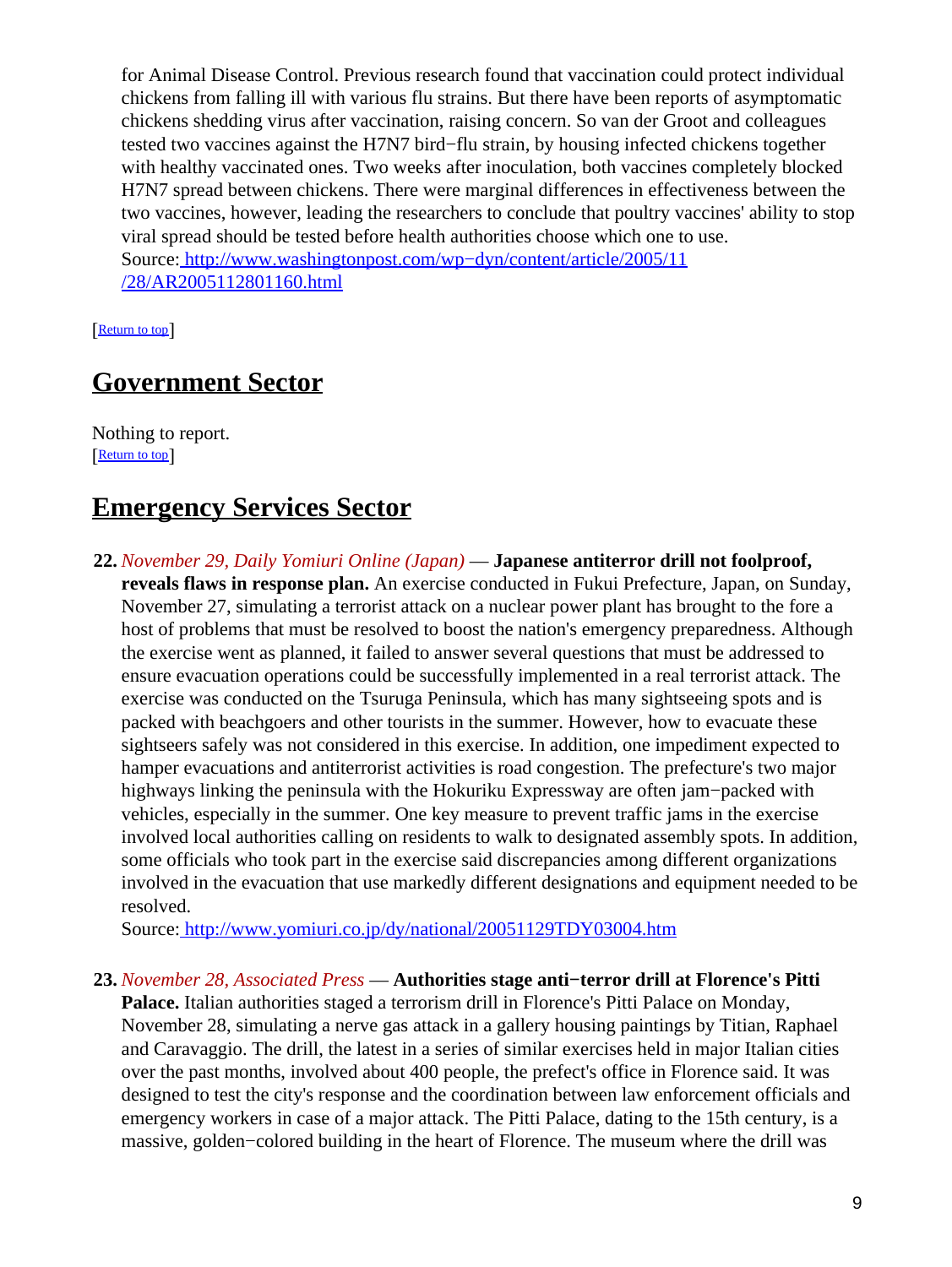for Animal Disease Control. Previous research found that vaccination could protect individual chickens from falling ill with various flu strains. But there have been reports of asymptomatic chickens shedding virus after vaccination, raising concern. So van der Groot and colleagues tested two vaccines against the H7N7 bird−flu strain, by housing infected chickens together with healthy vaccinated ones. Two weeks after inoculation, both vaccines completely blocked H7N7 spread between chickens. There were marginal differences in effectiveness between the two vaccines, however, leading the researchers to conclude that poultry vaccines' ability to stop viral spread should be tested before health authorities choose which one to use.
Source: [http://www.washingtonpost.com/wp−dyn/content/article/2005/11/28/AR2005112801160.html](http://www.washingtonpost.com/wp-dyn/content/article/2005/11/28/AR2005112801160.html)

[Return to top]

## Government Sector

Nothing to report.
[Return to top]

## Emergency Services Sector

22. *November 29, Daily Yomiuri Online (Japan)* — **Japanese antiterror drill not foolproof, reveals flaws in response plan.** An exercise conducted in Fukui Prefecture, Japan, on Sunday, November 27, simulating a terrorist attack on a nuclear power plant has brought to the fore a host of problems that must be resolved to boost the nation's emergency preparedness. Although the exercise went as planned, it failed to answer several questions that must be addressed to ensure evacuation operations could be successfully implemented in a real terrorist attack. The exercise was conducted on the Tsuruga Peninsula, which has many sightseeing spots and is packed with beachgoers and other tourists in the summer. However, how to evacuate these sightseers safely was not considered in this exercise. In addition, one impediment expected to hamper evacuations and antiterrorist activities is road congestion. The prefecture's two major highways linking the peninsula with the Hokuriku Expressway are often jam−packed with vehicles, especially in the summer. One key measure to prevent traffic jams in the exercise involved local authorities calling on residents to walk to designated assembly spots. In addition, some officials who took part in the exercise said discrepancies among different organizations involved in the evacuation that use markedly different designations and equipment needed to be resolved.
Source: [http://www.yomiuri.co.jp/dy/national/20051129TDY03004.htm](http://www.yomiuri.co.jp/dy/national/20051129TDY03004.htm)

23. *November 28, Associated Press* — **Authorities stage anti−terror drill at Florence's Pitti Palace.** Italian authorities staged a terrorism drill in Florence's Pitti Palace on Monday, November 28, simulating a nerve gas attack in a gallery housing paintings by Titian, Raphael and Caravaggio. The drill, the latest in a series of similar exercises held in major Italian cities over the past months, involved about 400 people, the prefect's office in Florence said. It was designed to test the city's response and the coordination between law enforcement officials and emergency workers in case of a major attack. The Pitti Palace, dating to the 15th century, is a massive, golden−colored building in the heart of Florence. The museum where the drill was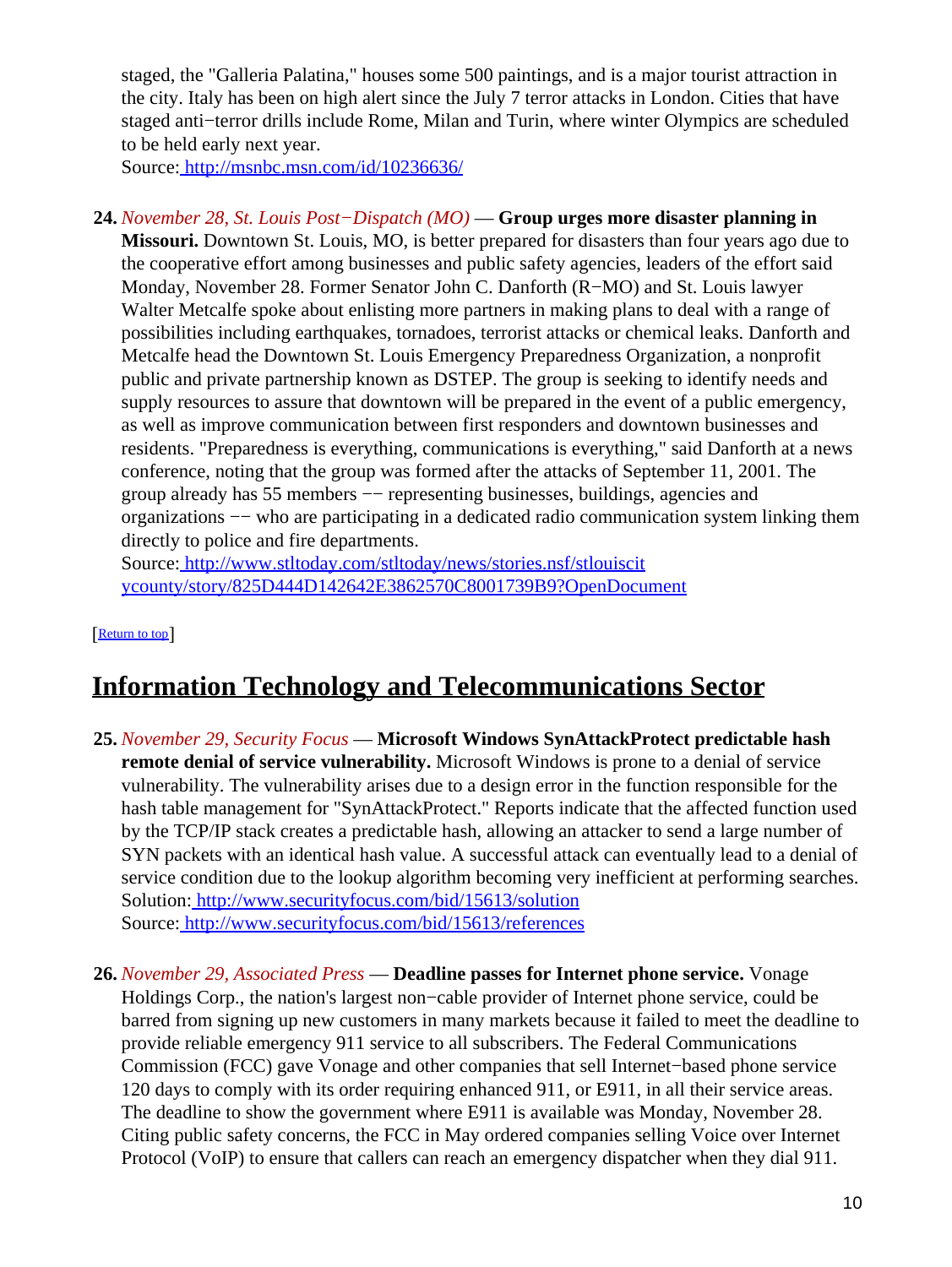staged, the "Galleria Palatina," houses some 500 paintings, and is a major tourist attraction in the city. Italy has been on high alert since the July 7 terror attacks in London. Cities that have staged anti−terror drills include Rome, Milan and Turin, where winter Olympics are scheduled to be held early next year.
Source: http://msnbc.msn.com/id/10236636/

24. *November 28, St. Louis Post−Dispatch (MO)* — **Group urges more disaster planning in Missouri.** Downtown St. Louis, MO, is better prepared for disasters than four years ago due to the cooperative effort among businesses and public safety agencies, leaders of the effort said Monday, November 28. Former Senator John C. Danforth (R−MO) and St. Louis lawyer Walter Metcalfe spoke about enlisting more partners in making plans to deal with a range of possibilities including earthquakes, tornadoes, terrorist attacks or chemical leaks. Danforth and Metcalfe head the Downtown St. Louis Emergency Preparedness Organization, a nonprofit public and private partnership known as DSTEP. The group is seeking to identify needs and supply resources to assure that downtown will be prepared in the event of a public emergency, as well as improve communication between first responders and downtown businesses and residents. "Preparedness is everything, communications is everything," said Danforth at a news conference, noting that the group was formed after the attacks of September 11, 2001. The group already has 55 members −− representing businesses, buildings, agencies and organizations −− who are participating in a dedicated radio communication system linking them directly to police and fire departments.
Source: http://www.stltoday.com/stltoday/news/stories.nsf/stlouiscitycounty/story/825D444D142642E3862570C8001739B9?OpenDocument

[Return to top]

## Information Technology and Telecommunications Sector

25. *November 29, Security Focus* — **Microsoft Windows SynAttackProtect predictable hash remote denial of service vulnerability.** Microsoft Windows is prone to a denial of service vulnerability. The vulnerability arises due to a design error in the function responsible for the hash table management for "SynAttackProtect." Reports indicate that the affected function used by the TCP/IP stack creates a predictable hash, allowing an attacker to send a large number of SYN packets with an identical hash value. A successful attack can eventually lead to a denial of service condition due to the lookup algorithm becoming very inefficient at performing searches.
Solution: http://www.securityfocus.com/bid/15613/solution
Source: http://www.securityfocus.com/bid/15613/references

26. *November 29, Associated Press* — **Deadline passes for Internet phone service.** Vonage Holdings Corp., the nation's largest non−cable provider of Internet phone service, could be barred from signing up new customers in many markets because it failed to meet the deadline to provide reliable emergency 911 service to all subscribers. The Federal Communications Commission (FCC) gave Vonage and other companies that sell Internet−based phone service 120 days to comply with its order requiring enhanced 911, or E911, in all their service areas. The deadline to show the government where E911 is available was Monday, November 28. Citing public safety concerns, the FCC in May ordered companies selling Voice over Internet Protocol (VoIP) to ensure that callers can reach an emergency dispatcher when they dial 911.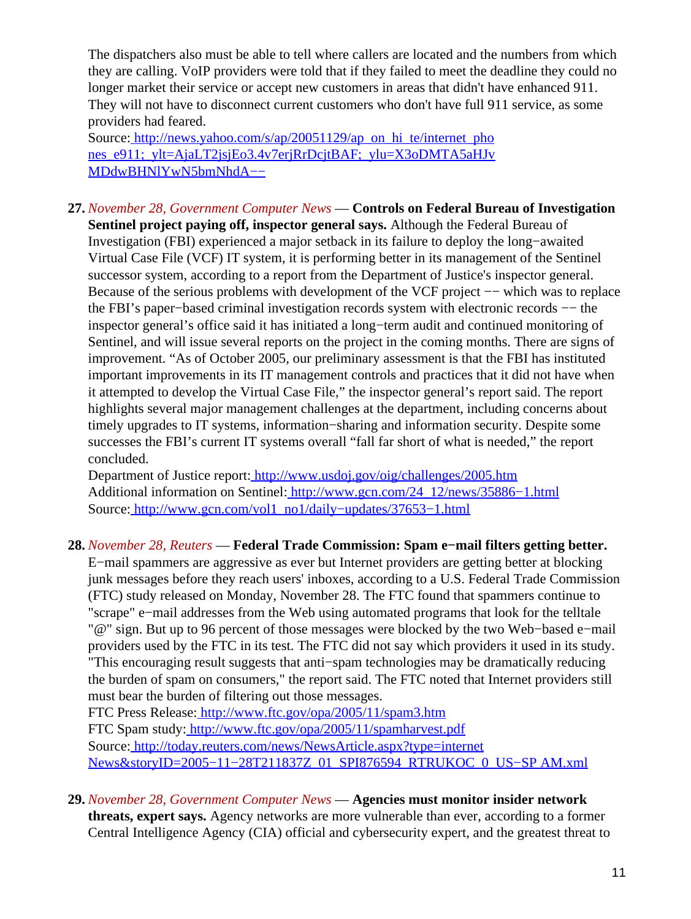The dispatchers also must be able to tell where callers are located and the numbers from which they are calling. VoIP providers were told that if they failed to meet the deadline they could no longer market their service or accept new customers in areas that didn't have enhanced 911. They will not have to disconnect current customers who don't have full 911 service, as some providers had feared.
Source: http://news.yahoo.com/s/ap/20051129/ap_on_hi_te/internet_phones_e911;_ylt=AjaLT2jsjEo3.4v7erjRrDcjtBAF;_ylu=X3oDMTA5aHJvMDdwBHNlYwN5bmNhdA−−

**27.** *November 28, Government Computer News* — **Controls on Federal Bureau of Investigation Sentinel project paying off, inspector general says.** Although the Federal Bureau of Investigation (FBI) experienced a major setback in its failure to deploy the long−awaited Virtual Case File (VCF) IT system, it is performing better in its management of the Sentinel successor system, according to a report from the Department of Justice's inspector general. Because of the serious problems with development of the VCF project −− which was to replace the FBI's paper−based criminal investigation records system with electronic records −− the inspector general's office said it has initiated a long−term audit and continued monitoring of Sentinel, and will issue several reports on the project in the coming months. There are signs of improvement. "As of October 2005, our preliminary assessment is that the FBI has instituted important improvements in its IT management controls and practices that it did not have when it attempted to develop the Virtual Case File," the inspector general's report said. The report highlights several major management challenges at the department, including concerns about timely upgrades to IT systems, information−sharing and information security. Despite some successes the FBI's current IT systems overall "fall far short of what is needed," the report concluded.
Department of Justice report: http://www.usdoj.gov/oig/challenges/2005.htm
Additional information on Sentinel: http://www.gcn.com/24_12/news/35886−1.html
Source: http://www.gcn.com/vol1_no1/daily−updates/37653−1.html

**28.** *November 28, Reuters* — **Federal Trade Commission: Spam e−mail filters getting better.** E−mail spammers are aggressive as ever but Internet providers are getting better at blocking junk messages before they reach users' inboxes, according to a U.S. Federal Trade Commission (FTC) study released on Monday, November 28. The FTC found that spammers continue to "scrape" e−mail addresses from the Web using automated programs that look for the telltale "@" sign. But up to 96 percent of those messages were blocked by the two Web−based e−mail providers used by the FTC in its test. The FTC did not say which providers it used in its study. "This encouraging result suggests that anti−spam technologies may be dramatically reducing the burden of spam on consumers," the report said. The FTC noted that Internet providers still must bear the burden of filtering out those messages.
FTC Press Release: http://www.ftc.gov/opa/2005/11/spam3.htm
FTC Spam study: http://www.ftc.gov/opa/2005/11/spamharvest.pdf
Source: http://today.reuters.com/news/NewsArticle.aspx?type=internetNews&storyID=2005−11−28T211837Z_01_SPI876594_RTRUKOC_0_US−SPAM.xml

**29.** *November 28, Government Computer News* — **Agencies must monitor insider network threats, expert says.** Agency networks are more vulnerable than ever, according to a former Central Intelligence Agency (CIA) official and cybersecurity expert, and the greatest threat to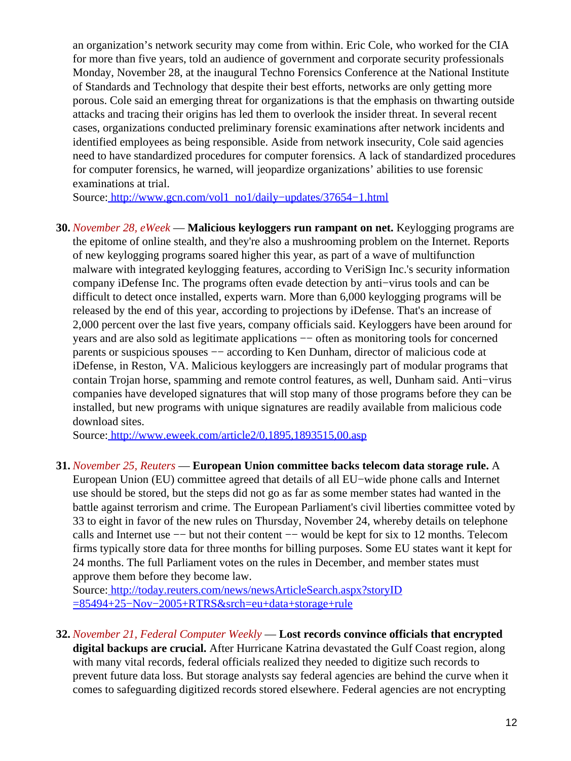an organization's network security may come from within. Eric Cole, who worked for the CIA for more than five years, told an audience of government and corporate security professionals Monday, November 28, at the inaugural Techno Forensics Conference at the National Institute of Standards and Technology that despite their best efforts, networks are only getting more porous. Cole said an emerging threat for organizations is that the emphasis on thwarting outside attacks and tracing their origins has led them to overlook the insider threat. In several recent cases, organizations conducted preliminary forensic examinations after network incidents and identified employees as being responsible. Aside from network insecurity, Cole said agencies need to have standardized procedures for computer forensics. A lack of standardized procedures for computer forensics, he warned, will jeopardize organizations' abilities to use forensic examinations at trial.
Source: http://www.gcn.com/vol1_no1/daily−updates/37654−1.html

30. *November 28, eWeek* — **Malicious keyloggers run rampant on net.** Keylogging programs are the epitome of online stealth, and they're also a mushrooming problem on the Internet. Reports of new keylogging programs soared higher this year, as part of a wave of multifunction malware with integrated keylogging features, according to VeriSign Inc.'s security information company iDefense Inc. The programs often evade detection by anti−virus tools and can be difficult to detect once installed, experts warn. More than 6,000 keylogging programs will be released by the end of this year, according to projections by iDefense. That's an increase of 2,000 percent over the last five years, company officials said. Keyloggers have been around for years and are also sold as legitimate applications −− often as monitoring tools for concerned parents or suspicious spouses −− according to Ken Dunham, director of malicious code at iDefense, in Reston, VA. Malicious keyloggers are increasingly part of modular programs that contain Trojan horse, spamming and remote control features, as well, Dunham said. Anti−virus companies have developed signatures that will stop many of those programs before they can be installed, but new programs with unique signatures are readily available from malicious code download sites.
Source: http://www.eweek.com/article2/0,1895,1893515,00.asp

31. *November 25, Reuters* — **European Union committee backs telecom data storage rule.** A European Union (EU) committee agreed that details of all EU−wide phone calls and Internet use should be stored, but the steps did not go as far as some member states had wanted in the battle against terrorism and crime. The European Parliament's civil liberties committee voted by 33 to eight in favor of the new rules on Thursday, November 24, whereby details on telephone calls and Internet use −− but not their content −− would be kept for six to 12 months. Telecom firms typically store data for three months for billing purposes. Some EU states want it kept for 24 months. The full Parliament votes on the rules in December, and member states must approve them before they become law.
Source: http://today.reuters.com/news/newsArticleSearch.aspx?storyID=85494+25−Nov−2005+RTRS&srch=eu+data+storage+rule

32. *November 21, Federal Computer Weekly* — **Lost records convince officials that encrypted digital backups are crucial.** After Hurricane Katrina devastated the Gulf Coast region, along with many vital records, federal officials realized they needed to digitize such records to prevent future data loss. But storage analysts say federal agencies are behind the curve when it comes to safeguarding digitized records stored elsewhere. Federal agencies are not encrypting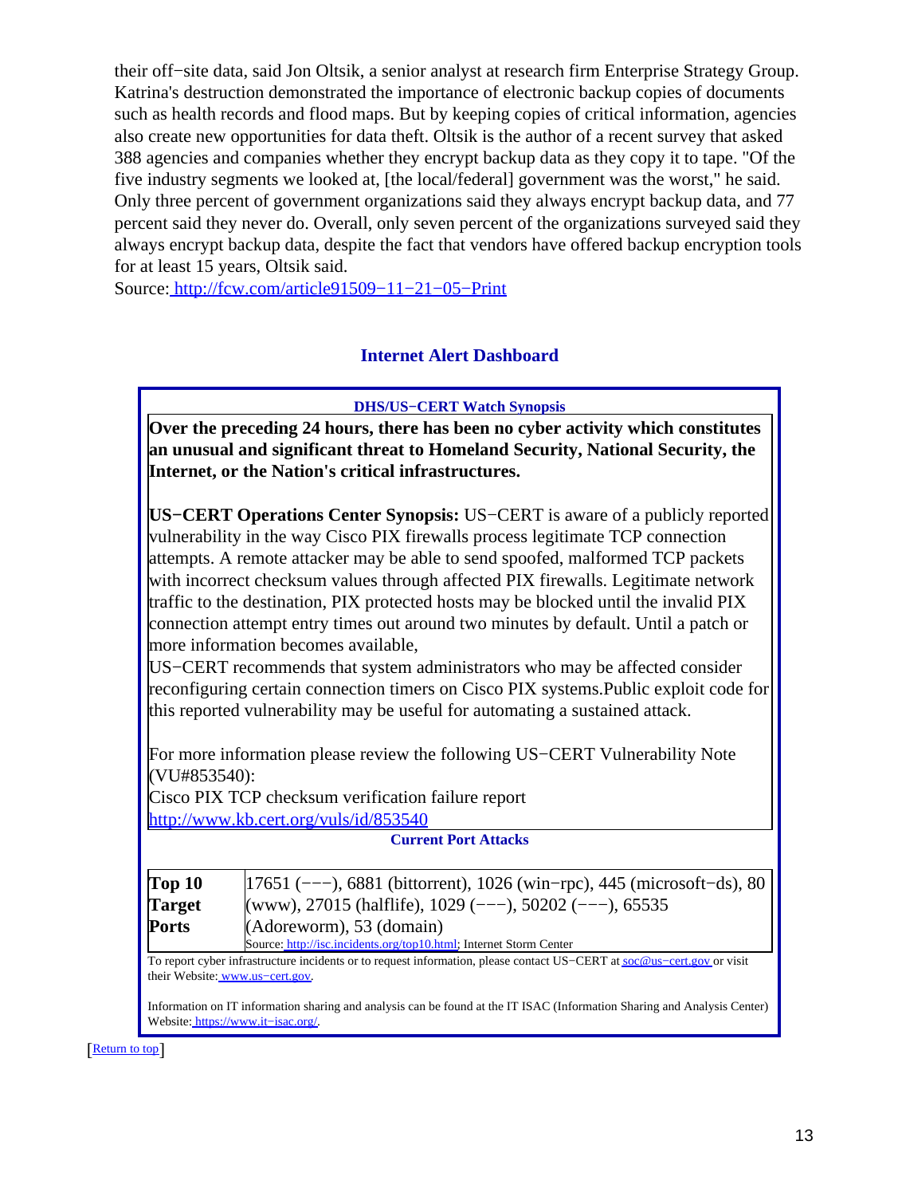their off−site data, said Jon Oltsik, a senior analyst at research firm Enterprise Strategy Group. Katrina's destruction demonstrated the importance of electronic backup copies of documents such as health records and flood maps. But by keeping copies of critical information, agencies also create new opportunities for data theft. Oltsik is the author of a recent survey that asked 388 agencies and companies whether they encrypt backup data as they copy it to tape. "Of the five industry segments we looked at, [the local/federal] government was the worst," he said. Only three percent of government organizations said they always encrypt backup data, and 77 percent said they never do. Overall, only seven percent of the organizations surveyed said they always encrypt backup data, despite the fact that vendors have offered backup encryption tools for at least 15 years, Oltsik said.
Source: http://fcw.com/article91509−11−21−05−Print

## Internet Alert Dashboard

**DHS/US−CERT Watch Synopsis**

**Over the preceding 24 hours, there has been no cyber activity which constitutes an unusual and significant threat to Homeland Security, National Security, the Internet, or the Nation's critical infrastructures.**

**US−CERT Operations Center Synopsis:** US−CERT is aware of a publicly reported vulnerability in the way Cisco PIX firewalls process legitimate TCP connection attempts. A remote attacker may be able to send spoofed, malformed TCP packets with incorrect checksum values through affected PIX firewalls. Legitimate network traffic to the destination, PIX protected hosts may be blocked until the invalid PIX connection attempt entry times out around two minutes by default. Until a patch or more information becomes available,
US−CERT recommends that system administrators who may be affected consider reconfiguring certain connection timers on Cisco PIX systems.Public exploit code for this reported vulnerability may be useful for automating a sustained attack.

For more information please review the following US−CERT Vulnerability Note (VU#853540):
Cisco PIX TCP checksum verification failure report
http://www.kb.cert.org/vuls/id/853540

**Current Port Attacks**

| | |
|---|---|
| **Top 10 Target Ports** | 17651 (−−−), 6881 (bittorrent), 1026 (win−rpc), 445 (microsoft−ds), 80 (www), 27015 (halflife), 1029 (−−−), 50202 (−−−), 65535 (Adoreworm), 53 (domain)<br>Source: http://isc.incidents.org/top10.html; Internet Storm Center |

To report cyber infrastructure incidents or to request information, please contact US−CERT at soc@us−cert.gov or visit their Website: www.us−cert.gov.

Information on IT information sharing and analysis can be found at the IT ISAC (Information Sharing and Analysis Center) Website: https://www.it−isac.org/.

[Return to top]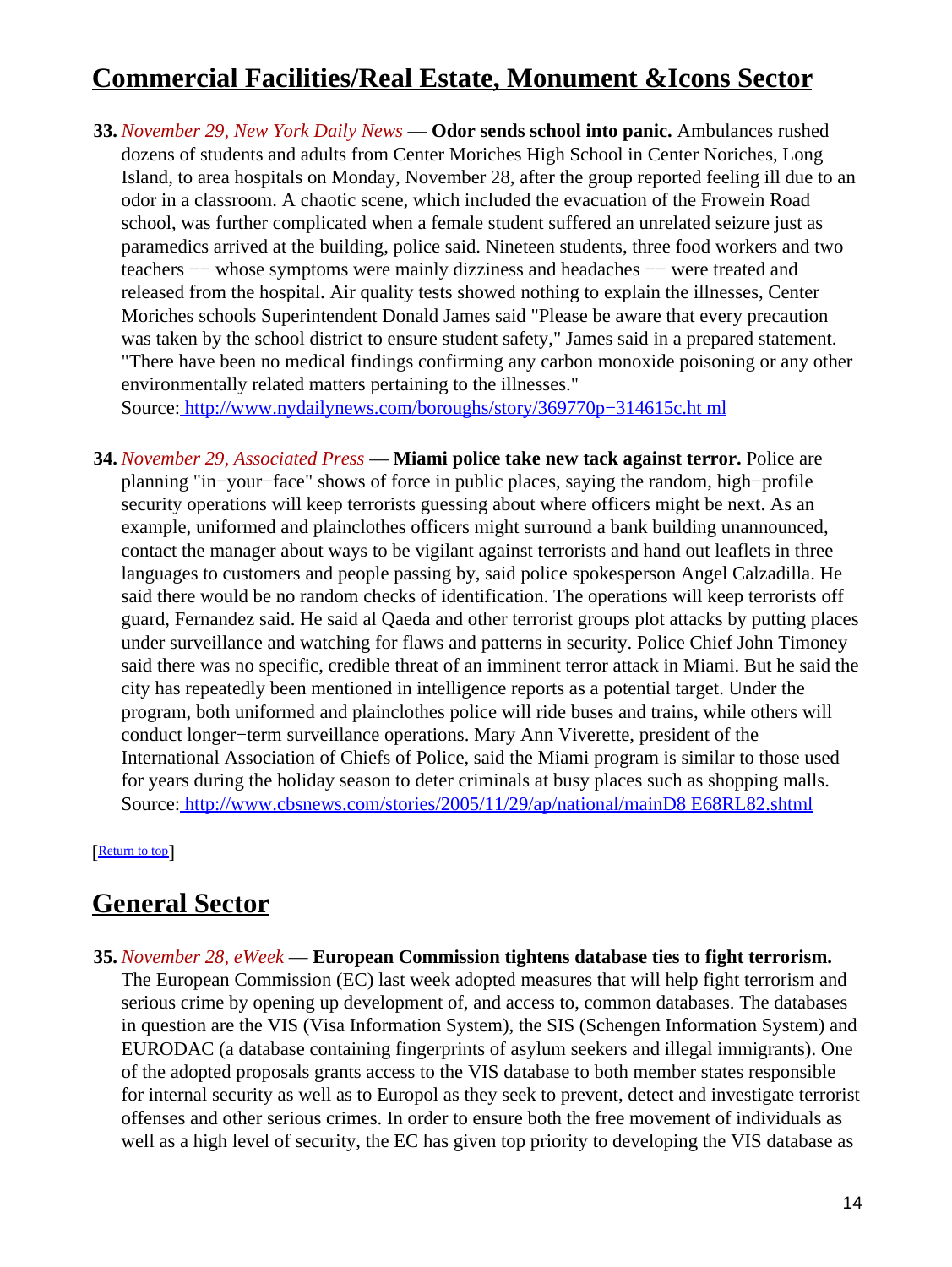## Commercial Facilities/Real Estate, Monument &Icons Sector

**33.** *November 29, New York Daily News* — **Odor sends school into panic.** Ambulances rushed dozens of students and adults from Center Moriches High School in Center Noriches, Long Island, to area hospitals on Monday, November 28, after the group reported feeling ill due to an odor in a classroom. A chaotic scene, which included the evacuation of the Frowein Road school, was further complicated when a female student suffered an unrelated seizure just as paramedics arrived at the building, police said. Nineteen students, three food workers and two teachers −− whose symptoms were mainly dizziness and headaches −− were treated and released from the hospital. Air quality tests showed nothing to explain the illnesses, Center Moriches schools Superintendent Donald James said "Please be aware that every precaution was taken by the school district to ensure student safety," James said in a prepared statement. "There have been no medical findings confirming any carbon monoxide poisoning or any other environmentally related matters pertaining to the illnesses."
Source: [http://www.nydailynews.com/boroughs/story/369770p−314615c.ht ml](http://www.nydailynews.com/boroughs/story/369770p-314615c.html)

**34.** *November 29, Associated Press* — **Miami police take new tack against terror.** Police are planning "in−your−face" shows of force in public places, saying the random, high−profile security operations will keep terrorists guessing about where officers might be next. As an example, uniformed and plainclothes officers might surround a bank building unannounced, contact the manager about ways to be vigilant against terrorists and hand out leaflets in three languages to customers and people passing by, said police spokesperson Angel Calzadilla. He said there would be no random checks of identification. The operations will keep terrorists off guard, Fernandez said. He said al Qaeda and other terrorist groups plot attacks by putting places under surveillance and watching for flaws and patterns in security. Police Chief John Timoney said there was no specific, credible threat of an imminent terror attack in Miami. But he said the city has repeatedly been mentioned in intelligence reports as a potential target. Under the program, both uniformed and plainclothes police will ride buses and trains, while others will conduct longer−term surveillance operations. Mary Ann Viverette, president of the International Association of Chiefs of Police, said the Miami program is similar to those used for years during the holiday season to deter criminals at busy places such as shopping malls.
Source: [http://www.cbsnews.com/stories/2005/11/29/ap/national/mainD8 E68RL82.shtml](http://www.cbsnews.com/stories/2005/11/29/ap/national/mainD8E68RL82.shtml)

[Return to top]

## General Sector

**35.** *November 28, eWeek* — **European Commission tightens database ties to fight terrorism.** The European Commission (EC) last week adopted measures that will help fight terrorism and serious crime by opening up development of, and access to, common databases. The databases in question are the VIS (Visa Information System), the SIS (Schengen Information System) and EURODAC (a database containing fingerprints of asylum seekers and illegal immigrants). One of the adopted proposals grants access to the VIS database to both member states responsible for internal security as well as to Europol as they seek to prevent, detect and investigate terrorist offenses and other serious crimes. In order to ensure both the free movement of individuals as well as a high level of security, the EC has given top priority to developing the VIS database as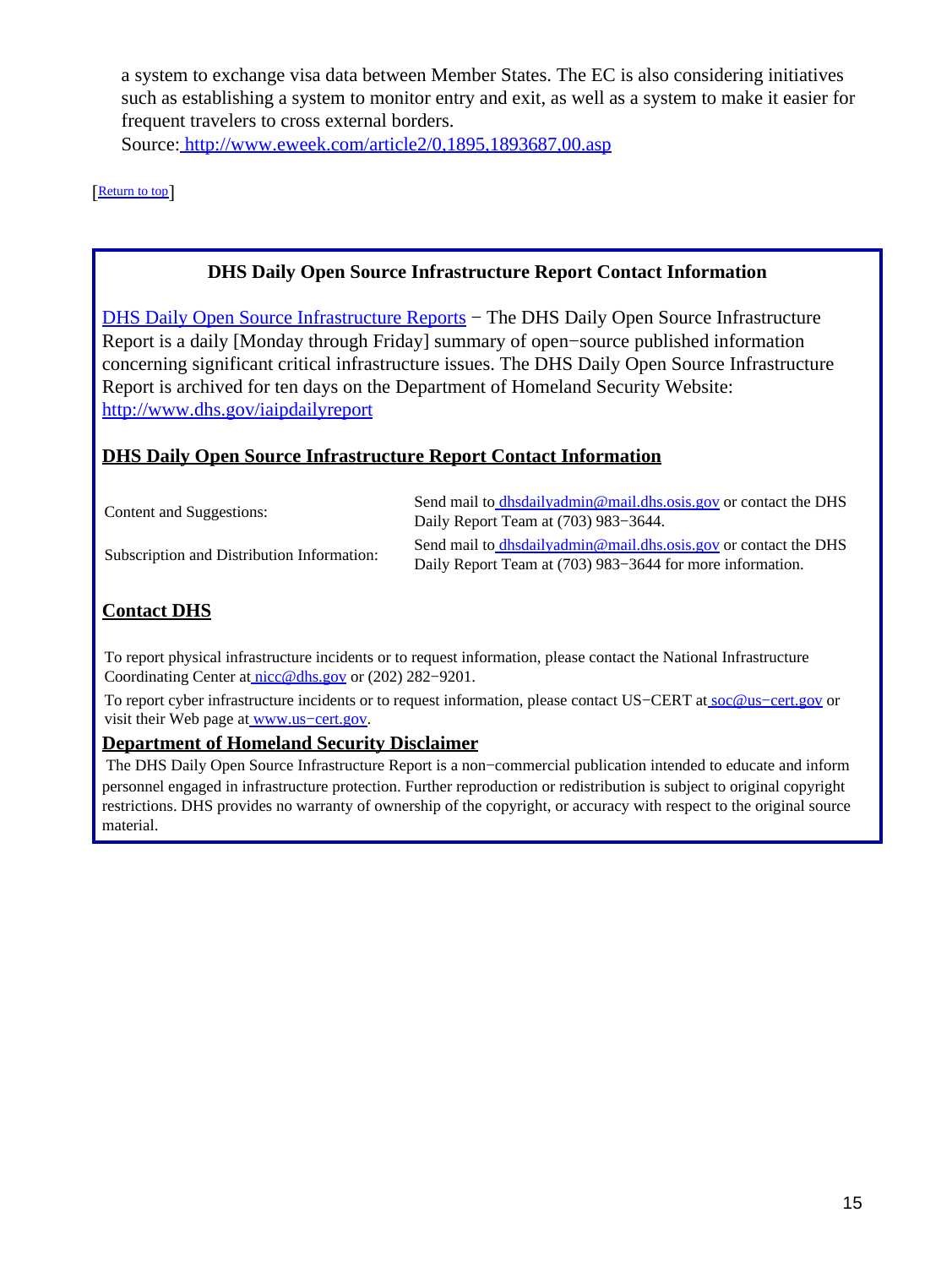a system to exchange visa data between Member States. The EC is also considering initiatives such as establishing a system to monitor entry and exit, as well as a system to make it easier for frequent travelers to cross external borders.
Source: http://www.eweek.com/article2/0,1895,1893687,00.asp

[Return to top]

## DHS Daily Open Source Infrastructure Report Contact Information

DHS Daily Open Source Infrastructure Reports − The DHS Daily Open Source Infrastructure Report is a daily [Monday through Friday] summary of open−source published information concerning significant critical infrastructure issues. The DHS Daily Open Source Infrastructure Report is archived for ten days on the Department of Homeland Security Website: http://www.dhs.gov/iaipdailyreport

### DHS Daily Open Source Infrastructure Report Contact Information

| | |
|---|---|
| Content and Suggestions: | Send mail to dhsdailyadmin@mail.dhs.osis.gov or contact the DHS Daily Report Team at (703) 983−3644. |
| Subscription and Distribution Information: | Send mail to dhsdailyadmin@mail.dhs.osis.gov or contact the DHS Daily Report Team at (703) 983−3644 for more information. |

### Contact DHS

To report physical infrastructure incidents or to request information, please contact the National Infrastructure Coordinating Center at nicc@dhs.gov or (202) 282−9201.

To report cyber infrastructure incidents or to request information, please contact US−CERT at soc@us−cert.gov or visit their Web page at www.us−cert.gov.

### Department of Homeland Security Disclaimer

The DHS Daily Open Source Infrastructure Report is a non−commercial publication intended to educate and inform personnel engaged in infrastructure protection. Further reproduction or redistribution is subject to original copyright restrictions. DHS provides no warranty of ownership of the copyright, or accuracy with respect to the original source material.